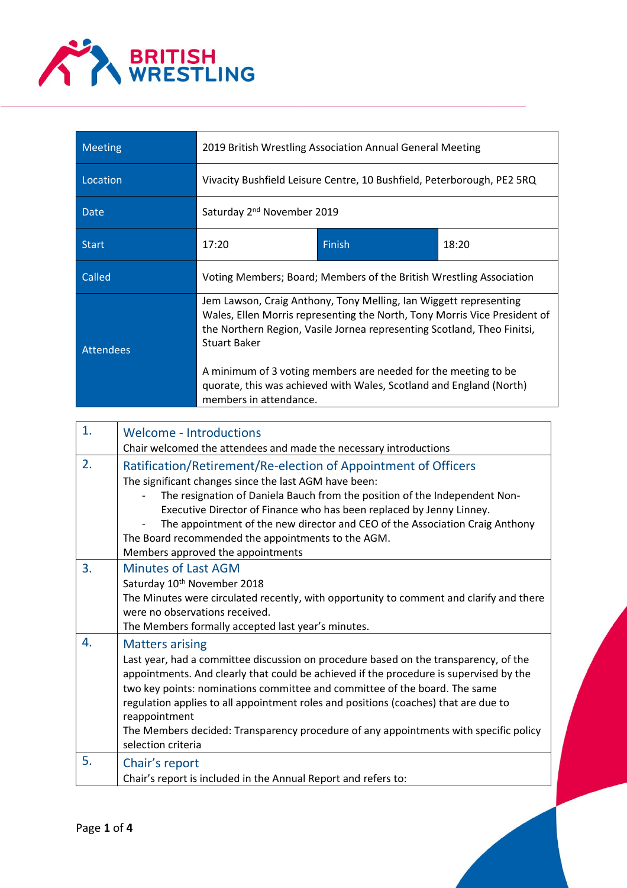BRITISH WRESTLING

| Meeting | 2019 British Wrestling Association Annual General Meeting | | |
|---|---|---|---|
| Location | Vivacity Bushfield Leisure Centre, 10 Bushfield, Peterborough, PE2 5RQ | | |
| Date | Saturday 2nd November 2019 | | |
| Start | 17:20 | Finish | 18:20 |
| Called | Voting Members; Board; Members of the British Wrestling Association | | |
| Attendees | Jem Lawson, Craig Anthony, Tony Melling, Ian Wiggett representing Wales, Ellen Morris representing the North, Tony Morris Vice President of the Northern Region, Vasile Jornea representing Scotland, Theo Finitsi, Stuart Baker<br><br>A minimum of 3 voting members are needed for the meeting to be quorate, this was achieved with Wales, Scotland and England (North) members in attendance. | | |

## 1. Welcome - Introductions

Chair welcomed the attendees and made the necessary introductions

## 2. Ratification/Retirement/Re-election of Appointment of Officers

The significant changes since the last AGM have been:

- The resignation of Daniela Bauch from the position of the Independent Non-Executive Director of Finance who has been replaced by Jenny Linney.
- The appointment of the new director and CEO of the Association Craig Anthony

The Board recommended the appointments to the AGM.
Members approved the appointments

## 3. Minutes of Last AGM

Saturday 10th November 2018
The Minutes were circulated recently, with opportunity to comment and clarify and there were no observations received.
The Members formally accepted last year's minutes.

## 4. Matters arising

Last year, had a committee discussion on procedure based on the transparency, of the appointments. And clearly that could be achieved if the procedure is supervised by the two key points: nominations committee and committee of the board. The same regulation applies to all appointment roles and positions (coaches) that are due to reappointment
The Members decided: Transparency procedure of any appointments with specific policy selection criteria

## 5. Chair's report

Chair's report is included in the Annual Report and refers to: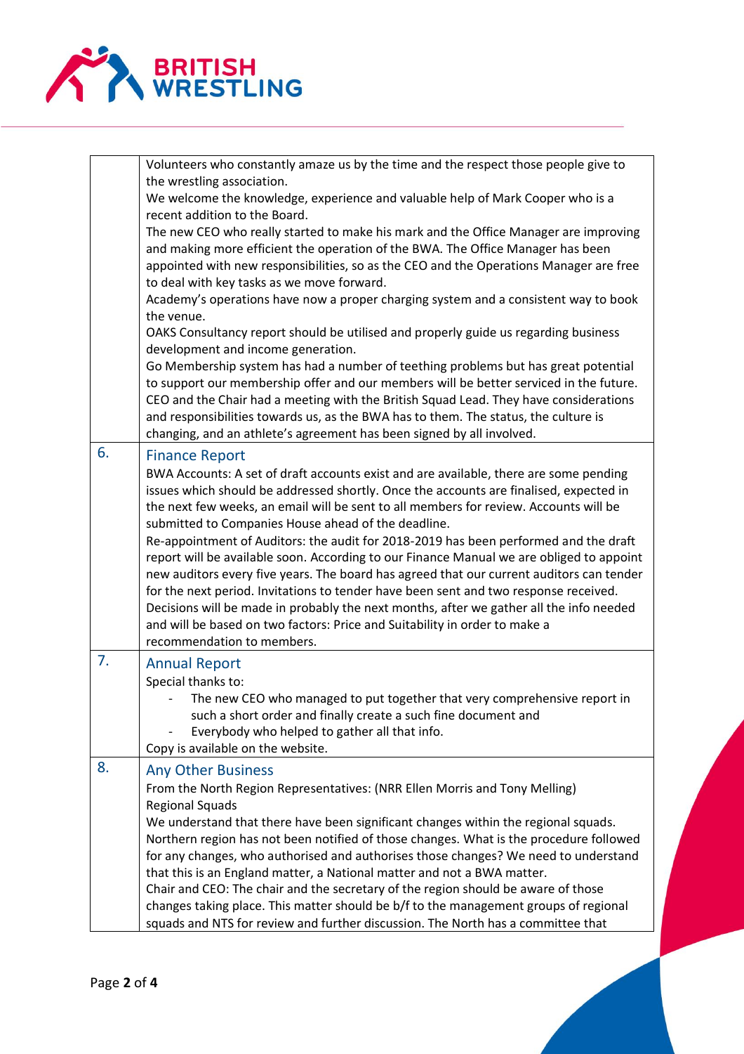| | |
|---|---|
| | Volunteers who constantly amaze us by the time and the respect those people give to the wrestling association.<br>We welcome the knowledge, experience and valuable help of Mark Cooper who is a recent addition to the Board.<br>The new CEO who really started to make his mark and the Office Manager are improving and making more efficient the operation of the BWA. The Office Manager has been appointed with new responsibilities, so as the CEO and the Operations Manager are free to deal with key tasks as we move forward.<br>Academy's operations have now a proper charging system and a consistent way to book the venue.<br>OAKS Consultancy report should be utilised and properly guide us regarding business development and income generation.<br>Go Membership system has had a number of teething problems but has great potential to support our membership offer and our members will be better serviced in the future.<br>CEO and the Chair had a meeting with the British Squad Lead. They have considerations and responsibilities towards us, as the BWA has to them. The status, the culture is changing, and an athlete's agreement has been signed by all involved. |
| 6. | **Finance Report**<br>BWA Accounts: A set of draft accounts exist and are available, there are some pending issues which should be addressed shortly. Once the accounts are finalised, expected in the next few weeks, an email will be sent to all members for review. Accounts will be submitted to Companies House ahead of the deadline.<br>Re-appointment of Auditors: the audit for 2018-2019 has been performed and the draft report will be available soon. According to our Finance Manual we are obliged to appoint new auditors every five years. The board has agreed that our current auditors can tender for the next period. Invitations to tender have been sent and two response received. Decisions will be made in probably the next months, after we gather all the info needed and will be based on two factors: Price and Suitability in order to make a recommendation to members. |
| 7. | **Annual Report**<br>Special thanks to:<br>- The new CEO who managed to put together that very comprehensive report in such a short order and finally create a such fine document and<br>- Everybody who helped to gather all that info.<br>Copy is available on the website. |
| 8. | **Any Other Business**<br>From the North Region Representatives: (NRR Ellen Morris and Tony Melling)<br>Regional Squads<br>We understand that there have been significant changes within the regional squads. Northern region has not been notified of those changes. What is the procedure followed for any changes, who authorised and authorises those changes? We need to understand that this is an England matter, a National matter and not a BWA matter.<br>Chair and CEO: The chair and the secretary of the region should be aware of those changes taking place. This matter should be b/f to the management groups of regional squads and NTS for review and further discussion. The North has a committee that |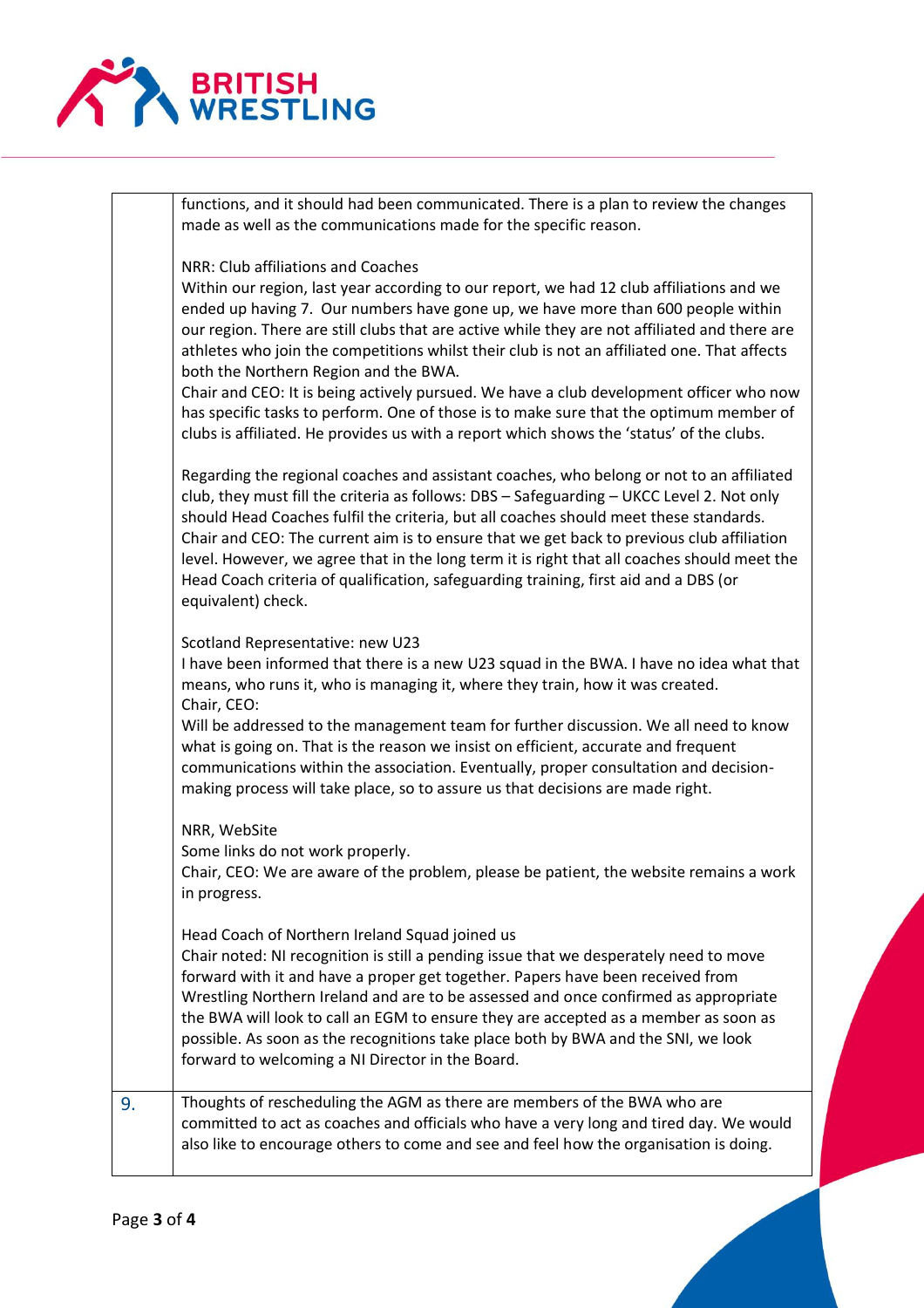| | |
|---|---|
| | functions, and it should had been communicated. There is a plan to review the changes made as well as the communications made for the specific reason.<br><br>NRR: Club affiliations and Coaches<br>Within our region, last year according to our report, we had 12 club affiliations and we ended up having 7. Our numbers have gone up, we have more than 600 people within our region. There are still clubs that are active while they are not affiliated and there are athletes who join the competitions whilst their club is not an affiliated one. That affects both the Northern Region and the BWA.<br>Chair and CEO: It is being actively pursued. We have a club development officer who now has specific tasks to perform. One of those is to make sure that the optimum member of clubs is affiliated. He provides us with a report which shows the 'status' of the clubs.<br><br>Regarding the regional coaches and assistant coaches, who belong or not to an affiliated club, they must fill the criteria as follows: DBS – Safeguarding – UKCC Level 2. Not only should Head Coaches fulfil the criteria, but all coaches should meet these standards.<br>Chair and CEO: The current aim is to ensure that we get back to previous club affiliation level. However, we agree that in the long term it is right that all coaches should meet the Head Coach criteria of qualification, safeguarding training, first aid and a DBS (or equivalent) check.<br><br>Scotland Representative: new U23<br>I have been informed that there is a new U23 squad in the BWA. I have no idea what that means, who runs it, who is managing it, where they train, how it was created.<br>Chair, CEO:<br>Will be addressed to the management team for further discussion. We all need to know what is going on. That is the reason we insist on efficient, accurate and frequent communications within the association. Eventually, proper consultation and decision-making process will take place, so to assure us that decisions are made right.<br><br>NRR, WebSite<br>Some links do not work properly.<br>Chair, CEO: We are aware of the problem, please be patient, the website remains a work in progress.<br><br>Head Coach of Northern Ireland Squad joined us<br>Chair noted: NI recognition is still a pending issue that we desperately need to move forward with it and have a proper get together. Papers have been received from Wrestling Northern Ireland and are to be assessed and once confirmed as appropriate the BWA will look to call an EGM to ensure they are accepted as a member as soon as possible. As soon as the recognitions take place both by BWA and the SNI, we look forward to welcoming a NI Director in the Board. |
| 9. | Thoughts of rescheduling the AGM as there are members of the BWA who are committed to act as coaches and officials who have a very long and tired day. We would also like to encourage others to come and see and feel how the organisation is doing. |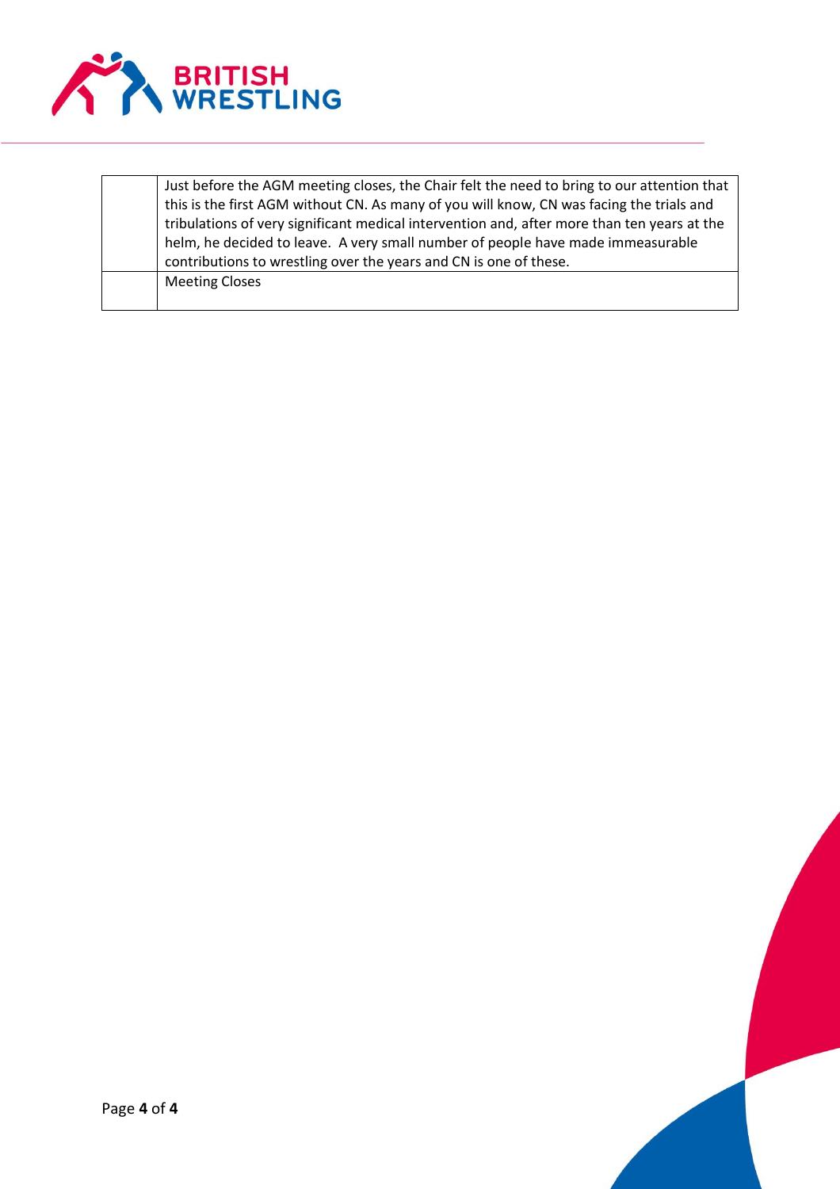| | |
|---|---|
| | Just before the AGM meeting closes, the Chair felt the need to bring to our attention that this is the first AGM without CN. As many of you will know, CN was facing the trials and tribulations of very significant medical intervention and, after more than ten years at the helm, he decided to leave. A very small number of people have made immeasurable contributions to wrestling over the years and CN is one of these. |
| | Meeting Closes |